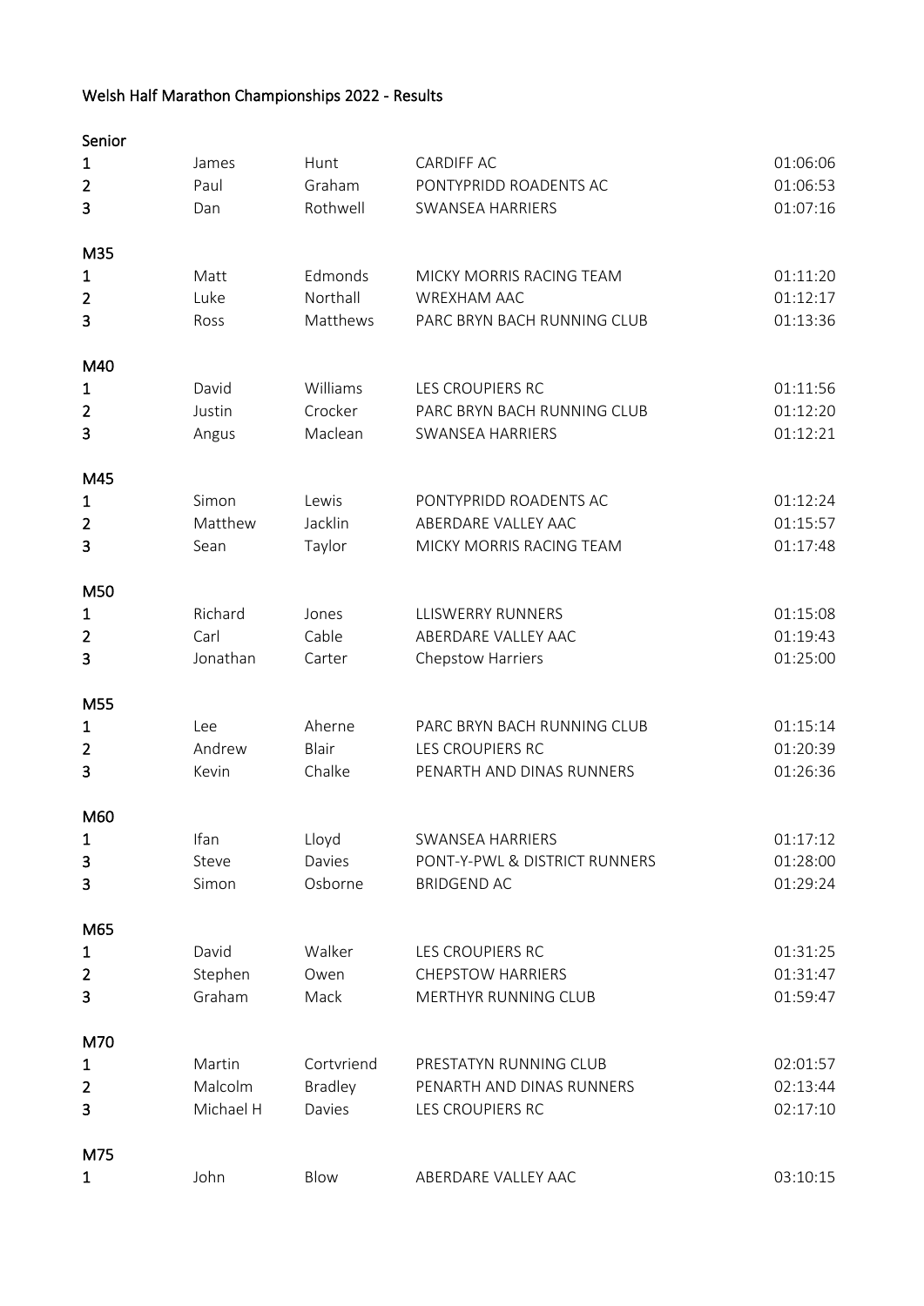# Welsh Half Marathon Championships 2022 - Results

## Senior

| | | | | |
|---|---|---|---|---|
| 1 | James | Hunt | CARDIFF AC | 01:06:06 |
| 2 | Paul | Graham | PONTYPRIDD ROADENTS AC | 01:06:53 |
| 3 | Dan | Rothwell | SWANSEA HARRIERS | 01:07:16 |

## M35

| | | | | |
|---|---|---|---|---|
| 1 | Matt | Edmonds | MICKY MORRIS RACING TEAM | 01:11:20 |
| 2 | Luke | Northall | WREXHAM AAC | 01:12:17 |
| 3 | Ross | Matthews | PARC BRYN BACH RUNNING CLUB | 01:13:36 |

## M40

| | | | | |
|---|---|---|---|---|
| 1 | David | Williams | LES CROUPIERS RC | 01:11:56 |
| 2 | Justin | Crocker | PARC BRYN BACH RUNNING CLUB | 01:12:20 |
| 3 | Angus | Maclean | SWANSEA HARRIERS | 01:12:21 |

## M45

| | | | | |
|---|---|---|---|---|
| 1 | Simon | Lewis | PONTYPRIDD ROADENTS AC | 01:12:24 |
| 2 | Matthew | Jacklin | ABERDARE VALLEY AAC | 01:15:57 |
| 3 | Sean | Taylor | MICKY MORRIS RACING TEAM | 01:17:48 |

## M50

| | | | | |
|---|---|---|---|---|
| 1 | Richard | Jones | LLISWERRY RUNNERS | 01:15:08 |
| 2 | Carl | Cable | ABERDARE VALLEY AAC | 01:19:43 |
| 3 | Jonathan | Carter | Chepstow Harriers | 01:25:00 |

## M55

| | | | | |
|---|---|---|---|---|
| 1 | Lee | Aherne | PARC BRYN BACH RUNNING CLUB | 01:15:14 |
| 2 | Andrew | Blair | LES CROUPIERS RC | 01:20:39 |
| 3 | Kevin | Chalke | PENARTH AND DINAS RUNNERS | 01:26:36 |

## M60

| | | | | |
|---|---|---|---|---|
| 1 | Ifan | Lloyd | SWANSEA HARRIERS | 01:17:12 |
| 3 | Steve | Davies | PONT-Y-PWL & DISTRICT RUNNERS | 01:28:00 |
| 3 | Simon | Osborne | BRIDGEND AC | 01:29:24 |

## M65

| | | | | |
|---|---|---|---|---|
| 1 | David | Walker | LES CROUPIERS RC | 01:31:25 |
| 2 | Stephen | Owen | CHEPSTOW HARRIERS | 01:31:47 |
| 3 | Graham | Mack | MERTHYR RUNNING CLUB | 01:59:47 |

## M70

| | | | | |
|---|---|---|---|---|
| 1 | Martin | Cortvriend | PRESTATYN RUNNING CLUB | 02:01:57 |
| 2 | Malcolm | Bradley | PENARTH AND DINAS RUNNERS | 02:13:44 |
| 3 | Michael H | Davies | LES CROUPIERS RC | 02:17:10 |

## M75

| | | | | |
|---|---|---|---|---|
| 1 | John | Blow | ABERDARE VALLEY AAC | 03:10:15 |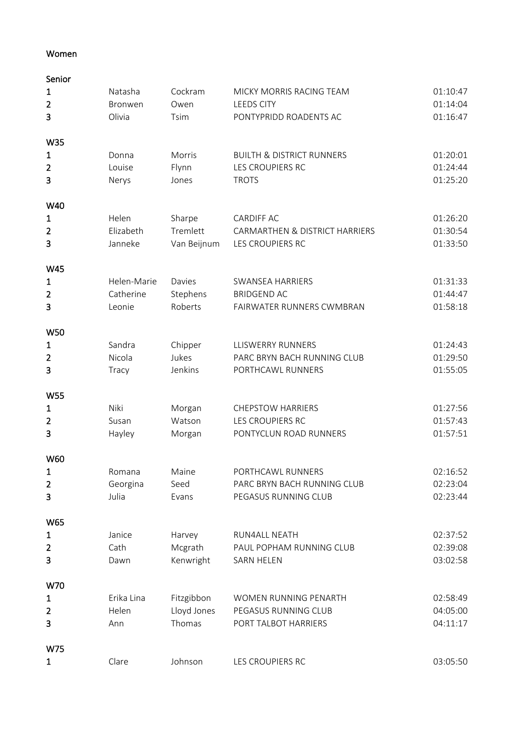# Women

## Senior

| | | | | |
|---|---|---|---|---|
| 1 | Natasha | Cockram | MICKY MORRIS RACING TEAM | 01:10:47 |
| 2 | Bronwen | Owen | LEEDS CITY | 01:14:04 |
| 3 | Olivia | Tsim | PONTYPRIDD ROADENTS AC | 01:16:47 |

## W35

| | | | | |
|---|---|---|---|---|
| 1 | Donna | Morris | BUILTH & DISTRICT RUNNERS | 01:20:01 |
| 2 | Louise | Flynn | LES CROUPIERS RC | 01:24:44 |
| 3 | Nerys | Jones | TROTS | 01:25:20 |

## W40

| | | | | |
|---|---|---|---|---|
| 1 | Helen | Sharpe | CARDIFF AC | 01:26:20 |
| 2 | Elizabeth | Tremlett | CARMARTHEN & DISTRICT HARRIERS | 01:30:54 |
| 3 | Janneke | Van Beijnum | LES CROUPIERS RC | 01:33:50 |

## W45

| | | | | |
|---|---|---|---|---|
| 1 | Helen-Marie | Davies | SWANSEA HARRIERS | 01:31:33 |
| 2 | Catherine | Stephens | BRIDGEND AC | 01:44:47 |
| 3 | Leonie | Roberts | FAIRWATER RUNNERS CWMBRAN | 01:58:18 |

## W50

| | | | | |
|---|---|---|---|---|
| 1 | Sandra | Chipper | LLISWERRY RUNNERS | 01:24:43 |
| 2 | Nicola | Jukes | PARC BRYN BACH RUNNING CLUB | 01:29:50 |
| 3 | Tracy | Jenkins | PORTHCAWL RUNNERS | 01:55:05 |

## W55

| | | | | |
|---|---|---|---|---|
| 1 | Niki | Morgan | CHEPSTOW HARRIERS | 01:27:56 |
| 2 | Susan | Watson | LES CROUPIERS RC | 01:57:43 |
| 3 | Hayley | Morgan | PONTYCLUN ROAD RUNNERS | 01:57:51 |

## W60

| | | | | |
|---|---|---|---|---|
| 1 | Romana | Maine | PORTHCAWL RUNNERS | 02:16:52 |
| 2 | Georgina | Seed | PARC BRYN BACH RUNNING CLUB | 02:23:04 |
| 3 | Julia | Evans | PEGASUS RUNNING CLUB | 02:23:44 |

## W65

| | | | | |
|---|---|---|---|---|
| 1 | Janice | Harvey | RUN4ALL NEATH | 02:37:52 |
| 2 | Cath | Mcgrath | PAUL POPHAM RUNNING CLUB | 02:39:08 |
| 3 | Dawn | Kenwright | SARN HELEN | 03:02:58 |

## W70

| | | | | |
|---|---|---|---|---|
| 1 | Erika Lina | Fitzgibbon | WOMEN RUNNING PENARTH | 02:58:49 |
| 2 | Helen | Lloyd Jones | PEGASUS RUNNING CLUB | 04:05:00 |
| 3 | Ann | Thomas | PORT TALBOT HARRIERS | 04:11:17 |

## W75

| | | | | |
|---|---|---|---|---|
| 1 | Clare | Johnson | LES CROUPIERS RC | 03:05:50 |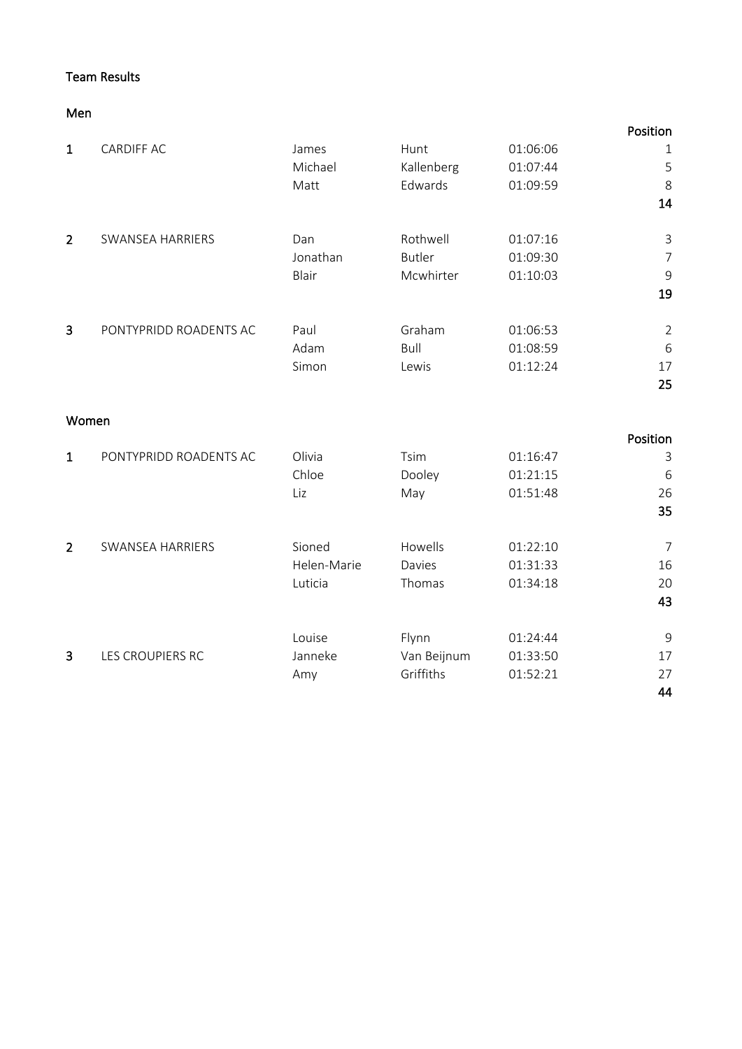## Team Results

### Men

| | | | | | Position |
|---|---|---|---|---|---|
| 1 | CARDIFF AC | James | Hunt | 01:06:06 | 1 |
| | | Michael | Kallenberg | 01:07:44 | 5 |
| | | Matt | Edwards | 01:09:59 | 8 |
| | | | | | **14** |
| 2 | SWANSEA HARRIERS | Dan | Rothwell | 01:07:16 | 3 |
| | | Jonathan | Butler | 01:09:30 | 7 |
| | | Blair | Mcwhirter | 01:10:03 | 9 |
| | | | | | **19** |
| 3 | PONTYPRIDD ROADENTS AC | Paul | Graham | 01:06:53 | 2 |
| | | Adam | Bull | 01:08:59 | 6 |
| | | Simon | Lewis | 01:12:24 | 17 |
| | | | | | **25** |

### Women

| | | | | | Position |
|---|---|---|---|---|---|
| 1 | PONTYPRIDD ROADENTS AC | Olivia | Tsim | 01:16:47 | 3 |
| | | Chloe | Dooley | 01:21:15 | 6 |
| | | Liz | May | 01:51:48 | 26 |
| | | | | | **35** |
| 2 | SWANSEA HARRIERS | Sioned | Howells | 01:22:10 | 7 |
| | | Helen-Marie | Davies | 01:31:33 | 16 |
| | | Luticia | Thomas | 01:34:18 | 20 |
| | | | | | **43** |
| | | Louise | Flynn | 01:24:44 | 9 |
| 3 | LES CROUPIERS RC | Janneke | Van Beijnum | 01:33:50 | 17 |
| | | Amy | Griffiths | 01:52:21 | 27 |
| | | | | | **44** |